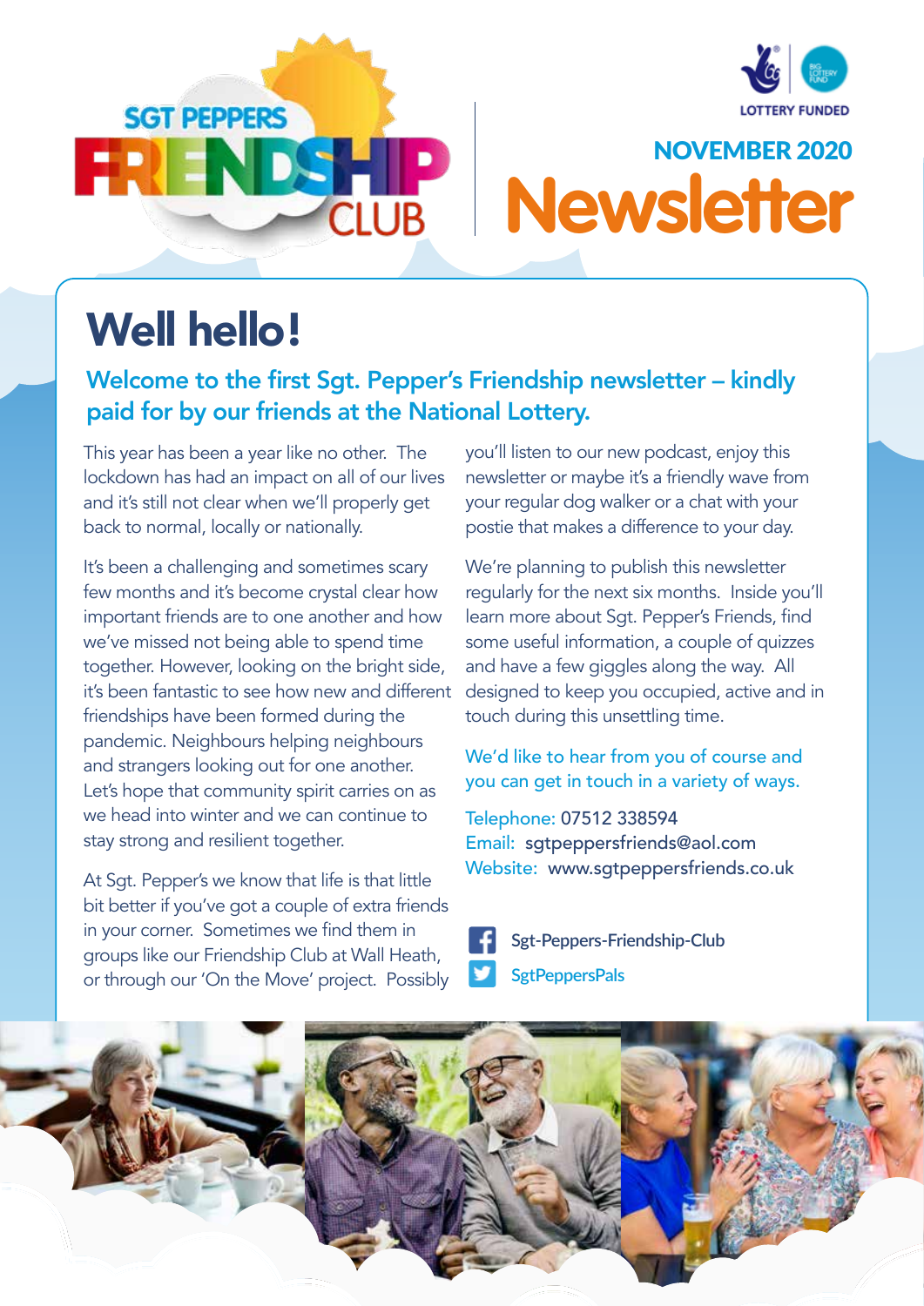SGT PEPPERS FRIENDSHIP CLUB

LOTTERY FUNDED

NOVEMBER 2020

# Newsletter

## Well hello!

### Welcome to the first Sgt. Pepper's Friendship newsletter – kindly paid for by our friends at the National Lottery.

This year has been a year like no other. The lockdown has had an impact on all of our lives and it's still not clear when we'll properly get back to normal, locally or nationally.

It's been a challenging and sometimes scary few months and it's become crystal clear how important friends are to one another and how we've missed not being able to spend time together. However, looking on the bright side, it's been fantastic to see how new and different friendships have been formed during the pandemic. Neighbours helping neighbours and strangers looking out for one another. Let's hope that community spirit carries on as we head into winter and we can continue to stay strong and resilient together.

At Sgt. Pepper's we know that life is that little bit better if you've got a couple of extra friends in your corner. Sometimes we find them in groups like our Friendship Club at Wall Heath, or through our 'On the Move' project. Possibly you'll listen to our new podcast, enjoy this newsletter or maybe it's a friendly wave from your regular dog walker or a chat with your postie that makes a difference to your day.

We're planning to publish this newsletter regularly for the next six months. Inside you'll learn more about Sgt. Pepper's Friends, find some useful information, a couple of quizzes and have a few giggles along the way. All designed to keep you occupied, active and in touch during this unsettling time.

We'd like to hear from you of course and you can get in touch in a variety of ways.

Telephone: 07512 338594
Email: sgtpeppersfriends@aol.com
Website: www.sgtpeppersfriends.co.uk

Facebook: Sgt-Peppers-Friendship-Club
Twitter: SgtPeppersPals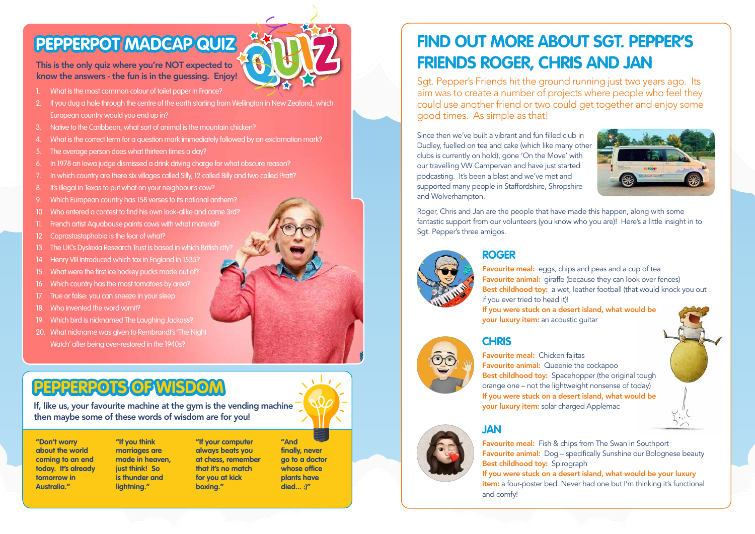# PEPPERPOT MADCAP QUIZ

**This is the only quiz where you're NOT expected to know the answers - the fun is in the guessing. Enjoy!**

1. What is the most common colour of toilet paper in France?
2. If you dug a hole through the centre of the earth starting from Wellington in New Zealand, which European country would you end up in?
3. Native to the Caribbean, what sort of animal is the mountain chicken?
4. What is the correct term for a question mark immediately followed by an exclamation mark?
5. The average person does what thirteen times a day?
6. In 1978 an Iowa judge dismissed a drink driving charge for what obscure reason?
7. In which country are there six villages called Silly, 12 called Billy and two called Pratt?
8. It's illegal in Texas to put what on your neighbour's cow?
9. Which European country has 158 verses to its national anthem?
10. Who entered a contest to find his own look-alike and came 3rd?
11. French artist Aquabouse paints cows with what material?
12. Coprastastaphobia is the fear of what?
13. The UK's Dyslexia Research Trust is based in which British city?
14. Henry VIII introduced which tax in England in 1535?
15. What were the first ice hockey pucks made out of?
16. Which country has the most tomatoes by area?
17. True or false: you can sneeze in your sleep
18. Who invented the word vomit?
19. Which bird is nicknamed The Laughing Jackass?
20. What nickname was given to Rembrandt's 'The Night Watch' after being over-restored in the 1940s?

# PEPPERPOTS OF WISDOM

**If, like us, your favourite machine at the gym is the vending machine then maybe some of these words of wisdom are for you!**

**"Don't worry about the world coming to an end today. It's already tomorrow in Australia."**

**"If you think marriages are made in heaven, just think! So is thunder and lightning."**

**"If your computer always beats you at chess, remember that it's no match for you at kick boxing."**

**"And finally, never go to a doctor whose office plants have died... :)"**

# FIND OUT MORE ABOUT SGT. PEPPER'S FRIENDS ROGER, CHRIS AND JAN

Sgt. Pepper's Friends hit the ground running just two years ago. Its aim was to create a number of projects where people who feel they could use another friend or two could get together and enjoy some good times. As simple as that!

Since then we've built a vibrant and fun filled club in Dudley, fuelled on tea and cake (which like many other clubs is currently on hold), gone 'On the Move' with our travelling VW Campervan and have just started podcasting. It's been a blast and we've met and supported many people in Staffordshire, Shropshire and Wolverhampton.

Roger, Chris and Jan are the people that have made this happen, along with some fantastic support from our volunteers (you know who you are)! Here's a little insight in to Sgt. Pepper's three amigos.

## ROGER

**Favourite meal:** eggs, chips and peas and a cup of tea
**Favourite animal:** giraffe (because they can look over fences)
**Best childhood toy:** a wet, leather football (that would knock you out if you ever tried to head it)!
**If you were stuck on a desert island, what would be your luxury item:** an acoustic guitar

## CHRIS

**Favourite meal:** Chicken fajitas
**Favourite animal:** Queenie the cockapoo
**Best childhood toy:** Spacehopper (the original tough orange one – not the lightweight nonsense of today)
**If you were stuck on a desert island, what would be your luxury item:** solar charged Applemac

## JAN

**Favourite meal:** Fish & chips from The Swan in Southport
**Favourite animal:** Dog – specifically Sunshine our Bolognese beauty
**Best childhood toy:** Spirograph
**If you were stuck on a desert island, what would be your luxury item:** a four-poster bed. Never had one but I'm thinking it's functional and comfy!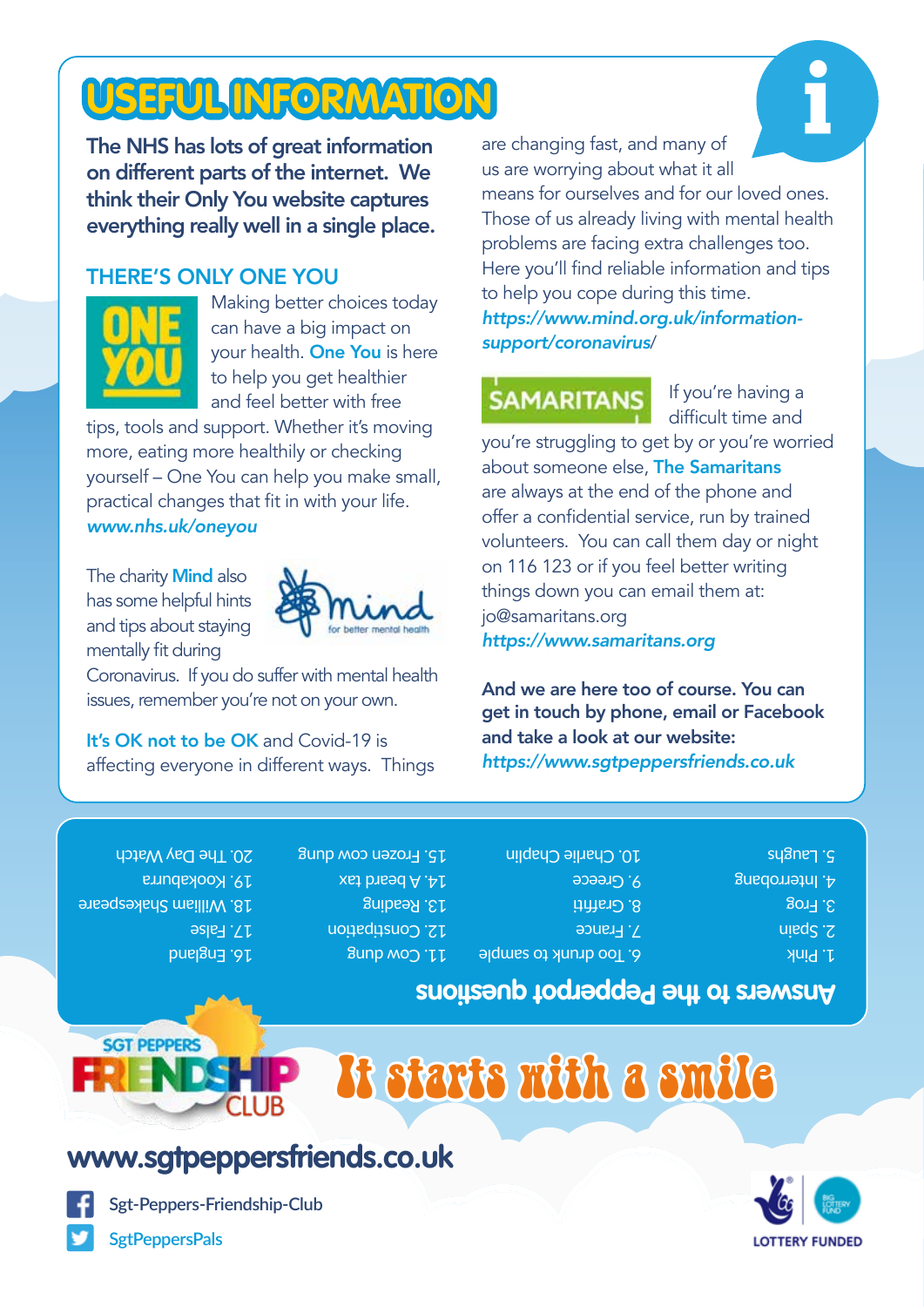# USEFUL INFORMATION

**The NHS has lots of great information on different parts of the internet. We think their Only You website captures everything really well in a single place.**

## THERE'S ONLY ONE YOU

ONE YOU

Making better choices today can have a big impact on your health. **One You** is here to help you get healthier and feel better with free tips, tools and support. Whether it's moving more, eating more healthily or checking yourself – One You can help you make small, practical changes that fit in with your life.
***www.nhs.uk/oneyou***

The charity **Mind** also has some helpful hints and tips about staying mentally fit during Coronavirus. If you do suffer with mental health issues, remember you're not on your own.

mind
for better mental health

**It's OK not to be OK** and Covid-19 is affecting everyone in different ways. Things are changing fast, and many of us are worrying about what it all means for ourselves and for our loved ones. Those of us already living with mental health problems are facing extra challenges too. Here you'll find reliable information and tips to help you cope during this time.
***https://www.mind.org.uk/information-support/coronavirus/***

SAMARITANS

If you're having a difficult time and you're struggling to get by or you're worried about someone else, **The Samaritans** are always at the end of the phone and offer a confidential service, run by trained volunteers. You can call them day or night on 116 123 or if you feel better writing things down you can email them at: jo@samaritans.org
***https://www.samaritans.org***

**And we are here too of course. You can get in touch by phone, email or Facebook and take a look at our website:**
***https://www.sgtpeppersfriends.co.uk***

## Answers to the Pepperpot questions

1. Pink
2. Spain
3. Frog
4. Interobang
5. Laughs
6. Too drunk to sample
7. France
8. Graffiti
9. Greece
10. Charlie Chaplin
11. Cow dung
12. Constipation
13. Reading
14. A beard tax
15. Frozen cow dung
16. England
17. False
18. William Shakespeare
19. Kookaburra
20. The Day Watch

SGT PEPPERS FRIENDSHIP CLUB

**It starts with a smile**

**www.sgtpeppersfriends.co.uk**

Sgt-Peppers-Friendship-Club

SgtPeppersPals

LOTTERY FUNDED